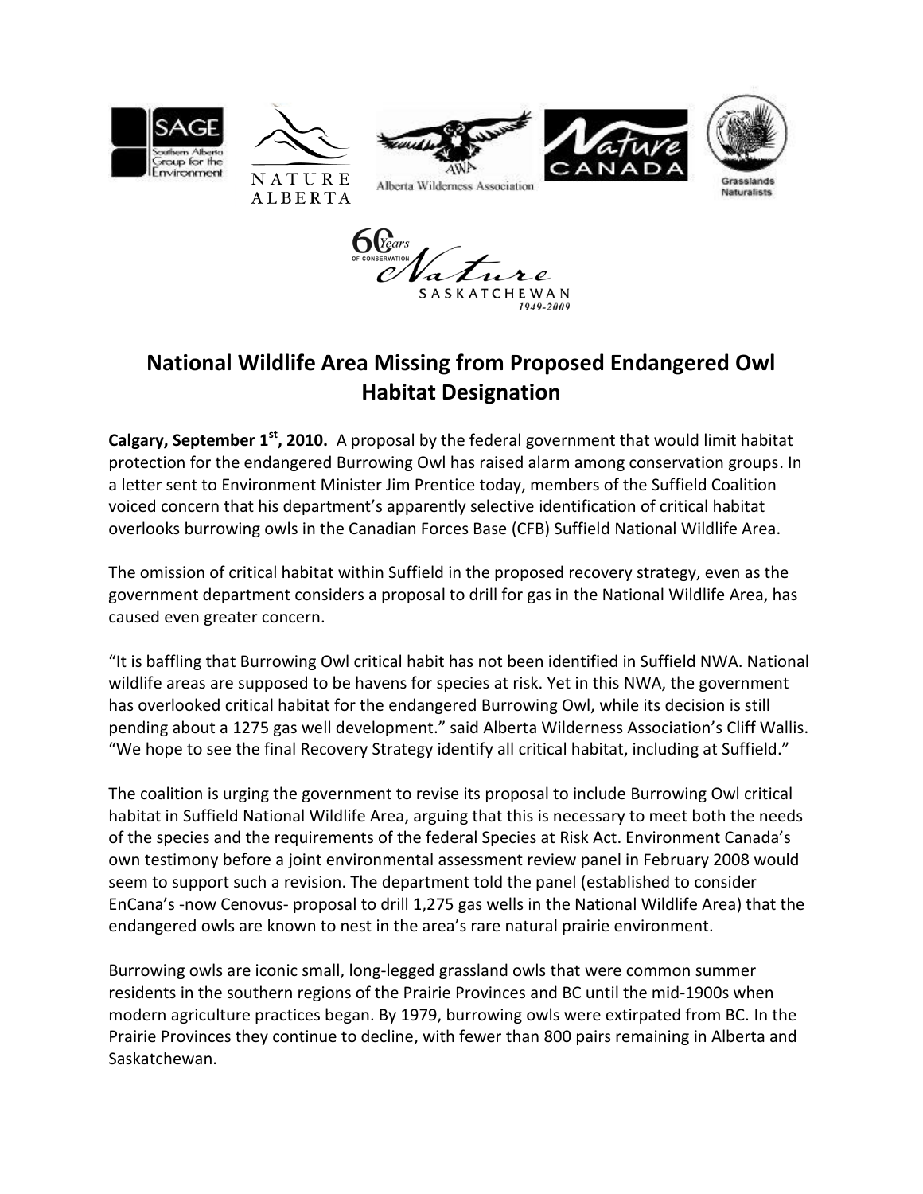# National Wildlife Area Missing from Proposed Endangered Owl Habitat Designation

**Calgary, September 1st, 2010.** A proposal by the federal government that would limit habitat protection for the endangered Burrowing Owl has raised alarm among conservation groups. In a letter sent to Environment Minister Jim Prentice today, members of the Suffield Coalition voiced concern that his department's apparently selective identification of critical habitat overlooks burrowing owls in the Canadian Forces Base (CFB) Suffield National Wildlife Area.

The omission of critical habitat within Suffield in the proposed recovery strategy, even as the government department considers a proposal to drill for gas in the National Wildlife Area, has caused even greater concern.

"It is baffling that Burrowing Owl critical habit has not been identified in Suffield NWA. National wildlife areas are supposed to be havens for species at risk. Yet in this NWA, the government has overlooked critical habitat for the endangered Burrowing Owl, while its decision is still pending about a 1275 gas well development." said Alberta Wilderness Association's Cliff Wallis. "We hope to see the final Recovery Strategy identify all critical habitat, including at Suffield."

The coalition is urging the government to revise its proposal to include Burrowing Owl critical habitat in Suffield National Wildlife Area, arguing that this is necessary to meet both the needs of the species and the requirements of the federal Species at Risk Act. Environment Canada's own testimony before a joint environmental assessment review panel in February 2008 would seem to support such a revision. The department told the panel (established to consider EnCana's -now Cenovus- proposal to drill 1,275 gas wells in the National Wildlife Area) that the endangered owls are known to nest in the area's rare natural prairie environment.

Burrowing owls are iconic small, long-legged grassland owls that were common summer residents in the southern regions of the Prairie Provinces and BC until the mid-1900s when modern agriculture practices began. By 1979, burrowing owls were extirpated from BC. In the Prairie Provinces they continue to decline, with fewer than 800 pairs remaining in Alberta and Saskatchewan.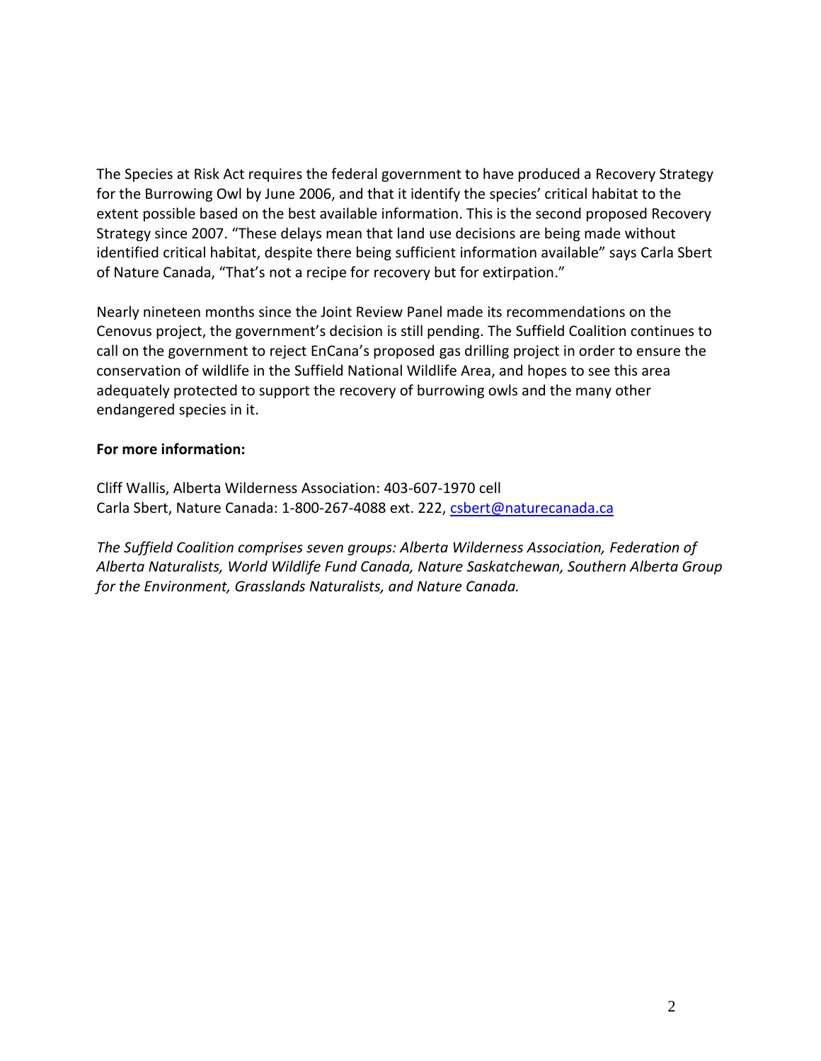The Species at Risk Act requires the federal government to have produced a Recovery Strategy for the Burrowing Owl by June 2006, and that it identify the species' critical habitat to the extent possible based on the best available information. This is the second proposed Recovery Strategy since 2007. "These delays mean that land use decisions are being made without identified critical habitat, despite there being sufficient information available" says Carla Sbert of Nature Canada, "That's not a recipe for recovery but for extirpation."

Nearly nineteen months since the Joint Review Panel made its recommendations on the Cenovus project, the government's decision is still pending. The Suffield Coalition continues to call on the government to reject EnCana's proposed gas drilling project in order to ensure the conservation of wildlife in the Suffield National Wildlife Area, and hopes to see this area adequately protected to support the recovery of burrowing owls and the many other endangered species in it.

**For more information:**

Cliff Wallis, Alberta Wilderness Association: 403-607-1970 cell
Carla Sbert, Nature Canada: 1-800-267-4088 ext. 222, csbert@naturecanada.ca

*The Suffield Coalition comprises seven groups: Alberta Wilderness Association, Federation of Alberta Naturalists, World Wildlife Fund Canada, Nature Saskatchewan, Southern Alberta Group for the Environment, Grasslands Naturalists, and Nature Canada.*